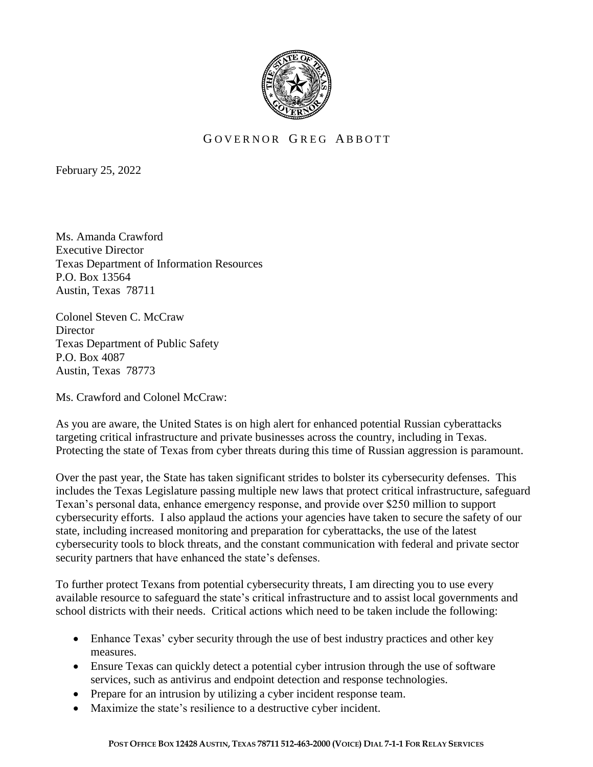GOVERNOR GREG ABBOTT

February 25, 2022

Ms. Amanda Crawford
Executive Director
Texas Department of Information Resources
P.O. Box 13564
Austin, Texas 78711

Colonel Steven C. McCraw
Director
Texas Department of Public Safety
P.O. Box 4087
Austin, Texas 78773

Ms. Crawford and Colonel McCraw:

As you are aware, the United States is on high alert for enhanced potential Russian cyberattacks targeting critical infrastructure and private businesses across the country, including in Texas. Protecting the state of Texas from cyber threats during this time of Russian aggression is paramount.

Over the past year, the State has taken significant strides to bolster its cybersecurity defenses. This includes the Texas Legislature passing multiple new laws that protect critical infrastructure, safeguard Texan's personal data, enhance emergency response, and provide over $250 million to support cybersecurity efforts. I also applaud the actions your agencies have taken to secure the safety of our state, including increased monitoring and preparation for cyberattacks, the use of the latest cybersecurity tools to block threats, and the constant communication with federal and private sector security partners that have enhanced the state's defenses.

To further protect Texans from potential cybersecurity threats, I am directing you to use every available resource to safeguard the state's critical infrastructure and to assist local governments and school districts with their needs. Critical actions which need to be taken include the following:

- Enhance Texas' cyber security through the use of best industry practices and other key measures.
- Ensure Texas can quickly detect a potential cyber intrusion through the use of software services, such as antivirus and endpoint detection and response technologies.
- Prepare for an intrusion by utilizing a cyber incident response team.
- Maximize the state's resilience to a destructive cyber incident.

POST OFFICE BOX 12428 AUSTIN, TEXAS 78711 512-463-2000 (VOICE) DIAL 7-1-1 FOR RELAY SERVICES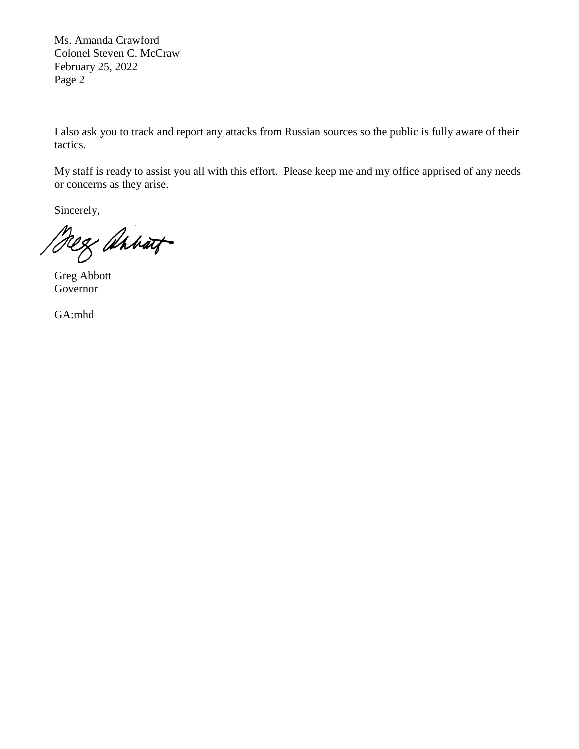I also ask you to track and report any attacks from Russian sources so the public is fully aware of their tactics.

My staff is ready to assist you all with this effort. Please keep me and my office apprised of any needs or concerns as they arise.

Sincerely,

Greg Abbott
Governor

GA:mhd